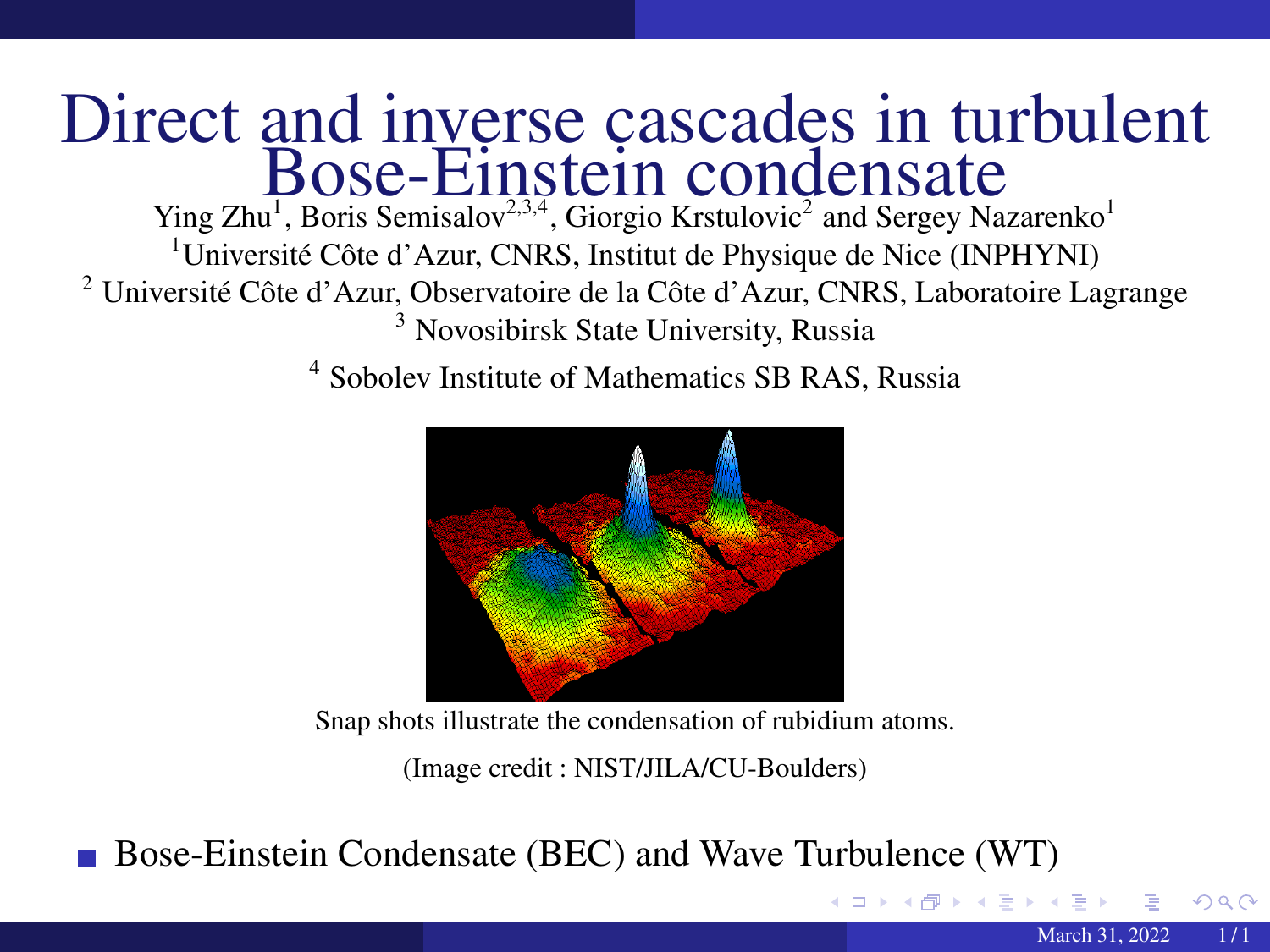# Direct and inverse cascades in turbulent Bose-Einstein condensate

Ying Zhu[1], Boris Semisalov[2,3,4], Giorgio Krstulovic[2] and Sergey Nazarenko[1]

[1]Université Côte d'Azur, CNRS, Institut de Physique de Nice (INPHYNI)

[2] Université Côte d'Azur, Observatoire de la Côte d'Azur, CNRS, Laboratoire Lagrange

[3] Novosibirsk State University, Russia

[4] Sobolev Institute of Mathematics SB RAS, Russia

Snap shots illustrate the condensation of rubidium atoms.

(Image credit : NIST/JILA/CU-Boulders)

- Bose-Einstein Condensate (BEC) and Wave Turbulence (WT)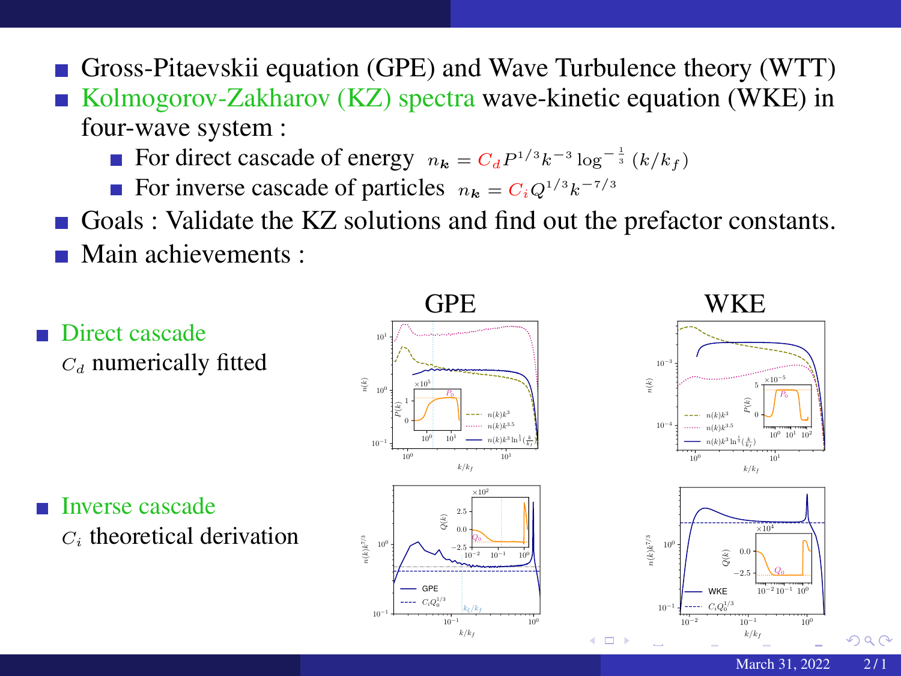- Gross-Pitaevskii equation (GPE) and Wave Turbulence theory (WTT)
- Kolmogorov-Zakharov (KZ) spectra wave-kinetic equation (WKE) in four-wave system :
  - For direct cascade of energy $n_{\boldsymbol{k}} = C_d P^{1/3} k^{-3} \log^{-\frac{1}{3}}(k/k_f)$
  - For inverse cascade of particles $n_{\boldsymbol{k}} = C_i Q^{1/3} k^{-7/3}$
- Goals : Validate the KZ solutions and find out the prefactor constants.
- Main achievements :

- Direct cascade

  $C_d$ numerically fitted

- Inverse cascade

  $C_i$ theoretical derivation

GPE

$n(k)$

$10^1$

$10^0$

$10^{-1}$

$\times 10^5$

$P(k)$

1

0

$P_0$

$10^0$ $10^1$

$n(k)k^3$

$n(k)k^{3.5}$

$n(k)k^3 \ln^{\frac{1}{3}}(\frac{k}{k_f})$

$10^0$ $10^1$

$k/k_f$

WKE

$n(k)$

$10^{-3}$

$10^{-4}$

$\times 10^{-5}$

5

0

$P(k)$

$P_0$

$10^0$ $10^1$ $10^2$

$n(k)k^3$

$n(k)k^{3.5}$

$n(k)k^3 \ln^{\frac{1}{3}}(\frac{k}{k_f})$

$10^0$ $10^1$

$k/k_f$

$n(k)k^{7/3}$

$10^0$

$10^{-1}$

$\times 10^2$

$Q(k)$

2.5

0.0

−2.5

$Q_0$

$10^{-2}$ $10^{-1}$ $10^0$

GPE

$C_i Q_0^{1/3}$

$k_\xi/k_f$

$10^{-1}$ $10^0$

$k/k_f$

$n(k)k^{7/3}$

$10^0$

$10^{-1}$

$\times 10^4$

$Q(k)$

0.0

−2.5

$Q_0$

$10^{-2}$ $10^{-1}$ $10^0$

WKE

$C_i Q_0^{1/3}$

$10^{-2}$ $10^{-1}$ $10^0$

$k/k_f$